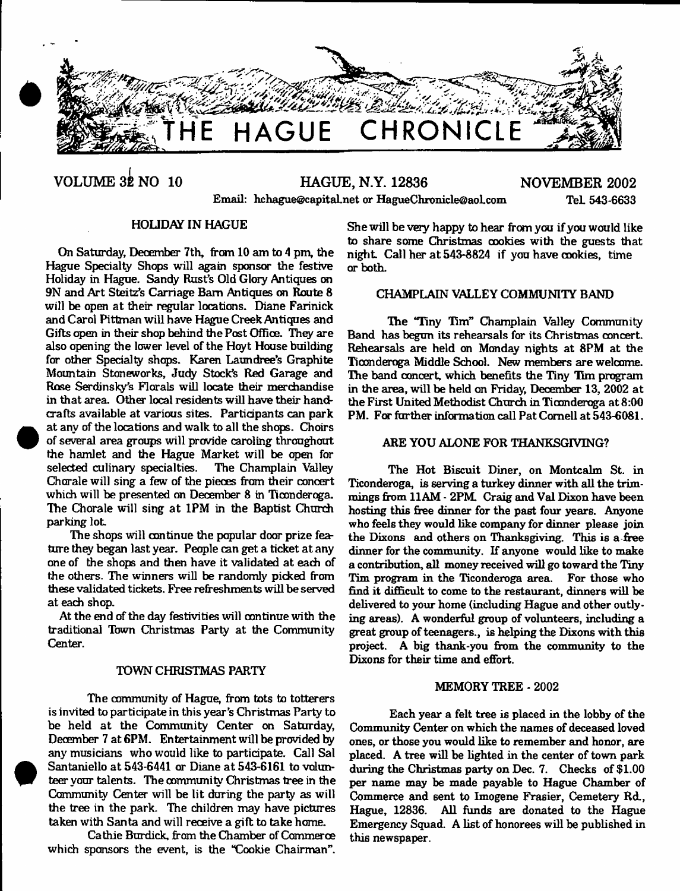# THE HAGUE CHRONICLE

VOLUME 32 NO 10 HAGUE, N.Y. 12836 NOVEMBER 2002

Email: hchague@capital.net or HagueChronicle@aol.com Tel. 543-6633

## HOLIDAY IN HAGUE

On Saturday, December 7th, from 10 am to 4 pm, the Hague Specialty Shops will again sponsor the festive Holiday in Hague. Sandy Rust's Old Glory Antiques on 9N and Art Steitz's Carriage Barn Antiques on Route 8 will be open at their regular locations. Diane Farinick and Carol Pittman will have Hague Creek Antiques and Gifts open in their shop behind the Post Office. They are also opening the lower level of the Hoyt House building for other Specialty shops. Karen Laundree's Graphite Mountain Stoneworks, Judy Stock's Red Garage and Rose Serdinsky's Florals will locate their merchandise in that area. Other local residents will have their handcrafts available at various sites. Participants can park at any of the locations and walk to all the shops. Choirs of several area groups will provide caroling throughout the hamlet and the Hague Market will be open for selected culinary specialties. The Champlain Valley Chorale will sing a few of the pieces from their concert which will be presented on December 8 in Ticonderoga. The Chorale will sing at 1PM in the Baptist Church parking lot.

The shops will continue the popular door prize feature they began last year. People can get a ticket at any one of the shops and then have it validated at each of the others. The winners will be randomly picked from these validated tickets. Free refreshments will be served at each shop.

At the end of the day festivities will continue with the traditional Town Christmas Party at the Community Center.

## TOWN CHRISTMAS PARTY

The community of Hague, from tots to totterers is invited to participate in this year's Christmas Party to be held at the Community Center on Saturday, December 7 at 6PM. Entertainment will be provided by any musicians who would like to participate. Call Sal Santaniello at 543-6441 or Diane at 543-6161 to volunteer your talents. The community Christmas tree in the Community Center will be lit during the party as will the tree in the park. The children may have pictures taken with Santa and will receive a gift to take home.

Cathie Burdick, from the Chamber of Commerce which sponsors the event, is the "Cookie Chairman". She will be very happy to hear from you if you would like to share some Christmas cookies with the guests that night. Call her at 543-8824 if you have cookies, time or both.

## CHAMPLAIN VALLEY COMMUNITY BAND

The "Tiny Tim" Champlain Valley Community Band has begun its rehearsals for its Christmas concert. Rehearsals are held on Monday nights at 8PM at the Ticonderoga Middle School. New members are welcome. The band concert, which benefits the Tiny Tim program in the area, will be held on Friday, December 13, 2002 at the First United Methodist Church in Ticonderoga at 8:00 PM. For further information call Pat Cornell at 543-6081.

## ARE YOU ALONE FOR THANKSGIVING?

The Hot Biscuit Diner, on Montcalm St. in Ticonderoga, is serving a turkey dinner with all the trimmings from 11AM - 2PM. Craig and Val Dixon have been hosting this free dinner for the past four years. Anyone who feels they would like company for dinner please join the Dixons and others on Thanksgiving. This is a free dinner for the community. If anyone would like to make a contribution, all money received will go toward the Tiny Tim program in the Ticonderoga area. For those who find it difficult to come to the restaurant, dinners will be delivered to your home (including Hague and other outlying areas). A wonderful group of volunteers, including a great group of teenagers., is helping the Dixons with this project. A big thank-you from the community to the Dixons for their time and effort.

## MEMORY TREE - 2002

Each year a felt tree is placed in the lobby of the Community Center on which the names of deceased loved ones, or those you would like to remember and honor, are placed. A tree will be lighted in the center of town park during the Christmas party on Dec. 7. Checks of $1.00 per name may be made payable to Hague Chamber of Commerce and sent to Imogene Frasier, Cemetery Rd., Hague, 12836. All funds are donated to the Hague Emergency Squad. A list of honorees will be published in this newspaper.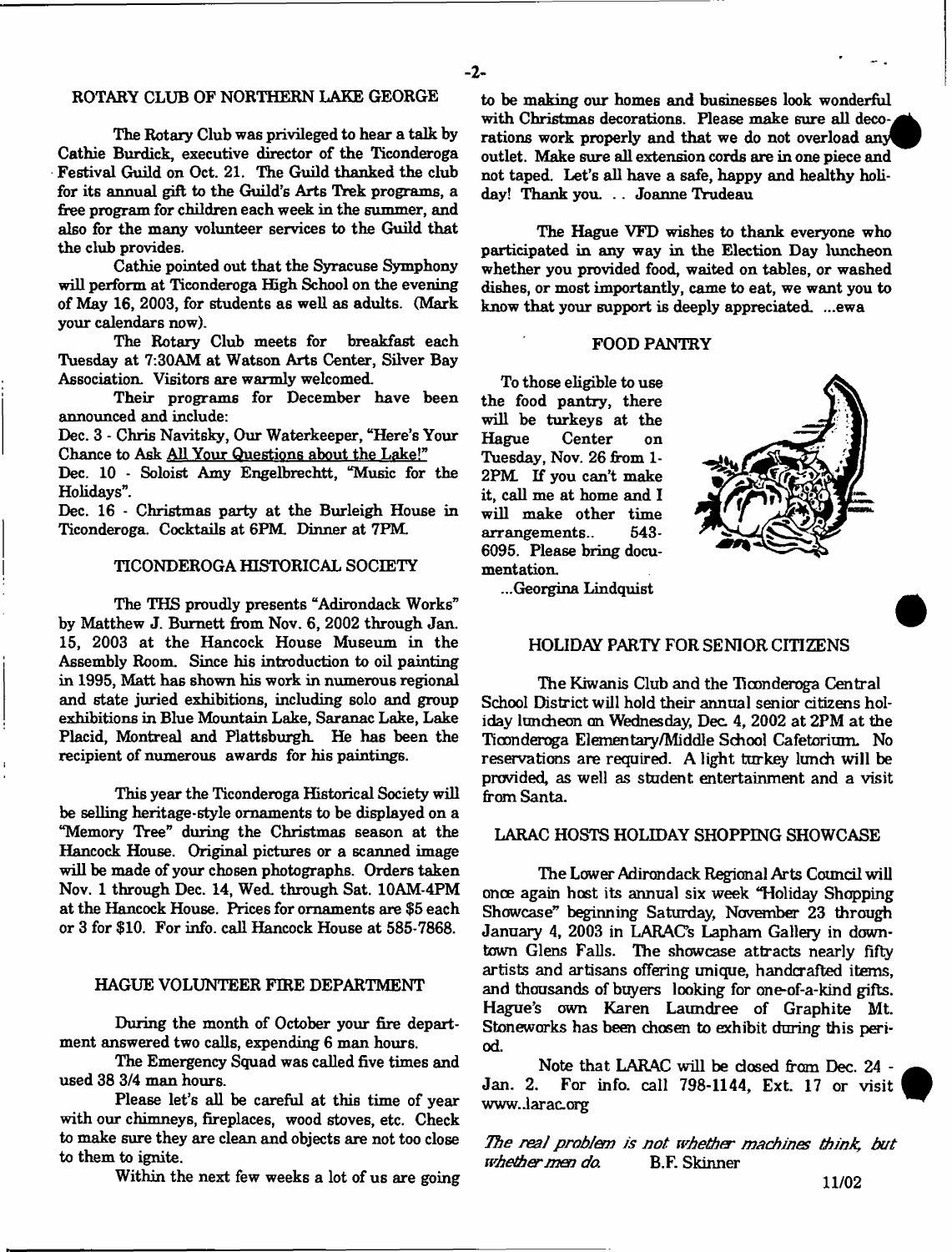## ROTARY CLUB OF NORTHERN LAKE GEORGE

The Rotary Club was privileged to hear a talk by Cathie Burdick, executive director of the Ticonderoga Festival Guild on Oct. 21. The Guild thanked the club for its annual gift to the Guild's Arts Trek programs, a free program for children each week in the summer, and also for the many volunteer services to the Guild that the club provides.

Cathie pointed out that the Syracuse Symphony will perform at Ticonderoga High School on the evening of May 16, 2003, for students as well as adults. (Mark your calendars now).

The Rotary Club meets for breakfast each Tuesday at 7:30AM at Watson Arts Center, Silver Bay Association. Visitors are warmly welcomed.

Their programs for December have been announced and include:

Dec. 3 - Chris Navitsky, Our Waterkeeper, "Here's Your Chance to Ask All Your Questions about the Lake!"

Dec. 10 - Soloist Amy Engelbrechtt, "Music for the Holidays".

Dec. 16 - Christmas party at the Burleigh House in Ticonderoga. Cocktails at 6PM. Dinner at 7PM.

## TICONDEROGA HISTORICAL SOCIETY

The THS proudly presents "Adirondack Works" by Matthew J. Burnett from Nov. 6, 2002 through Jan. 15, 2003 at the Hancock House Museum in the Assembly Room. Since his introduction to oil painting in 1995, Matt has shown his work in numerous regional and state juried exhibitions, including solo and group exhibitions in Blue Mountain Lake, Saranac Lake, Lake Placid, Montreal and Plattsburgh. He has been the recipient of numerous awards for his paintings.

This year the Ticonderoga Historical Society will be selling heritage-style ornaments to be displayed on a "Memory Tree" during the Christmas season at the Hancock House. Original pictures or a scanned image will be made of your chosen photographs. Orders taken Nov. 1 through Dec. 14, Wed. through Sat. 10AM-4PM at the Hancock House. Prices for ornaments are $5 each or 3 for $10. For info. call Hancock House at 585-7868.

## HAGUE VOLUNTEER FIRE DEPARTMENT

During the month of October your fire department answered two calls, expending 6 man hours.

The Emergency Squad was called five times and used 38 3/4 man hours.

Please let's all be careful at this time of year with our chimneys, fireplaces, wood stoves, etc. Check to make sure they are clean and objects are not too close to them to ignite.

Within the next few weeks a lot of us are going to be making our homes and businesses look wonderful with Christmas decorations. Please make sure all decorations work properly and that we do not overload any outlet. Make sure all extension cords are in one piece and not taped. Let's all have a safe, happy and healthy holiday! Thank you. . . Joanne Trudeau

The Hague VFD wishes to thank everyone who participated in any way in the Election Day luncheon whether you provided food, waited on tables, or washed dishes, or most importantly, came to eat, we want you to know that your support is deeply appreciated. ...ewa

## FOOD PANTRY

To those eligible to use the food pantry, there will be turkeys at the Hague Center on Tuesday, Nov. 26 from 1-2PM. If you can't make it, call me at home and I will make other time arrangements.. 543-6095. Please bring documentation.

...Georgina Lindquist

## HOLIDAY PARTY FOR SENIOR CITIZENS

The Kiwanis Club and the Ticonderoga Central School District will hold their annual senior citizens holiday luncheon on Wednesday, Dec. 4, 2002 at 2PM at the Ticonderoga Elementary/Middle School Cafetorium. No reservations are required. A light turkey lunch will be provided, as well as student entertainment and a visit from Santa.

## LARAC HOSTS HOLIDAY SHOPPING SHOWCASE

The Lower Adirondack Regional Arts Council will once again host its annual six week "Holiday Shopping Showcase" beginning Saturday, November 23 through January 4, 2003 in LARAC's Lapham Gallery in downtown Glens Falls. The showcase attracts nearly fifty artists and artisans offering unique, handcrafted items, and thousands of buyers looking for one-of-a-kind gifts. Hague's own Karen Laundree of Graphite Mt. Stoneworks has been chosen to exhibit during this period.

Note that LARAC will be closed from Dec. 24 - Jan. 2. For info. call 798-1144, Ext. 17 or visit www..larac.org

*The real problem is not whether machines think, but whether men do.* B.F. Skinner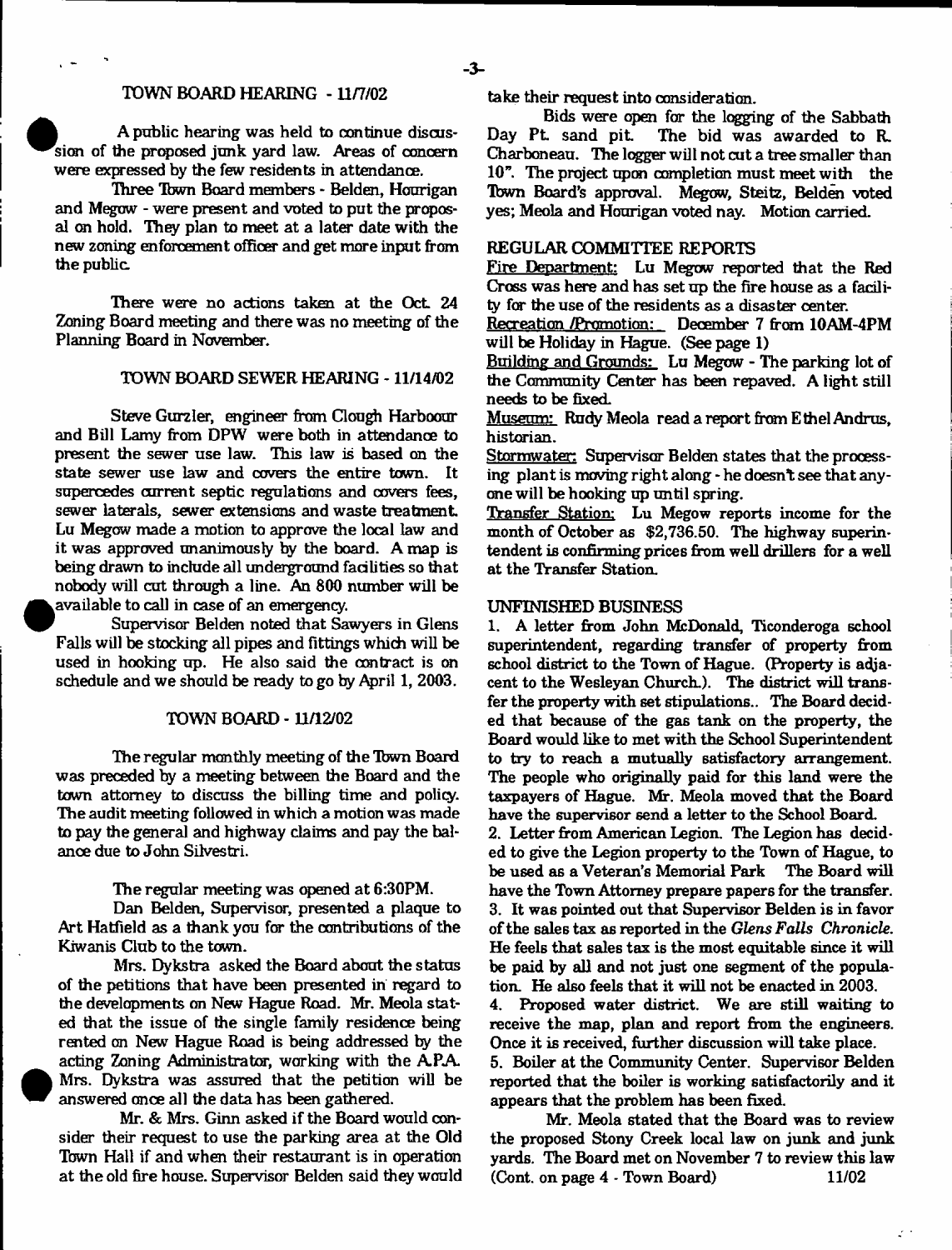## TOWN BOARD HEARING - 11/7/02

A public hearing was held to continue discussion of the proposed junk yard law. Areas of concern were expressed by the few residents in attendance.

Three Town Board members - Belden, Hourigan and Megow - were present and voted to put the proposal on hold. They plan to meet at a later date with the new zoning enforcement officer and get more input from the public.

There were no actions taken at the Oct. 24 Zoning Board meeting and there was no meeting of the Planning Board in November.

## TOWN BOARD SEWER HEARING - 11/14/02

Steve Gurzler, engineer from Clough Harbour and Bill Lamy from DPW were both in attendance to present the sewer use law. This law is based on the state sewer use law and covers the entire town. It supercedes current septic regulations and covers fees, sewer laterals, sewer extensions and waste treatment. Lu Megow made a motion to approve the local law and it was approved unanimously by the board. A map is being drawn to include all underground facilities so that nobody will cut through a line. An 800 number will be available to call in case of an emergency.

Supervisor Belden noted that Sawyers in Glens Falls will be stocking all pipes and fittings which will be used in hooking up. He also said the contract is on schedule and we should be ready to go by April 1, 2003.

## TOWN BOARD - 11/12/02

The regular monthly meeting of the Town Board was preceded by a meeting between the Board and the town attorney to discuss the billing time and policy. The audit meeting followed in which a motion was made to pay the general and highway claims and pay the balance due to John Silvestri.

The regular meeting was opened at 6:30PM.

Dan Belden, Supervisor, presented a plaque to Art Hatfield as a thank you for the contributions of the Kiwanis Club to the town.

Mrs. Dykstra asked the Board about the status of the petitions that have been presented in regard to the developments on New Hague Road. Mr. Meola stated that the issue of the single family residence being rented on New Hague Road is being addressed by the acting Zoning Administrator, working with the A.P.A. Mrs. Dykstra was assured that the petition will be answered once all the data has been gathered.

Mr. & Mrs. Ginn asked if the Board would consider their request to use the parking area at the Old Town Hall if and when their restaurant is in operation at the old fire house. Supervisor Belden said they would take their request into consideration.

Bids were open for the logging of the Sabbath Day Pt. sand pit. The bid was awarded to R. Charboneau. The logger will not cut a tree smaller than 10". The project upon completion must meet with the Town Board's approval. Megow, Steitz, Belden voted yes; Meola and Hourigan voted nay. Motion carried.

### REGULAR COMMITTEE REPORTS

Fire Department: Lu Megow reported that the Red Cross was here and has set up the fire house as a facility for the use of the residents as a disaster center.

Recreation /Promotion: December 7 from 10AM-4PM will be Holiday in Hague. (See page 1)

Building and Grounds: Lu Megow - The parking lot of the Community Center has been repaved. A light still needs to be fixed.

Museum: Rudy Meola read a report from Ethel Andrus, historian.

Stormwater: Supervisor Belden states that the processing plant is moving right along - he doesn't see that anyone will be hooking up until spring.

Transfer Station: Lu Megow reports income for the month of October as $2,736.50. The highway superintendent is confirming prices from well drillers for a well at the Transfer Station.

### UNFINISHED BUSINESS

1. A letter from John McDonald, Ticonderoga school superintendent, regarding transfer of property from school district to the Town of Hague. (Property is adjacent to the Wesleyan Church.). The district will transfer the property with set stipulations.. The Board decided that because of the gas tank on the property, the Board would like to met with the School Superintendent to try to reach a mutually satisfactory arrangement. The people who originally paid for this land were the taxpayers of Hague. Mr. Meola moved that the Board have the supervisor send a letter to the School Board.
2. Letter from American Legion. The Legion has decided to give the Legion property to the Town of Hague, to be used as a Veteran's Memorial Park The Board will have the Town Attorney prepare papers for the transfer.
3. It was pointed out that Supervisor Belden is in favor of the sales tax as reported in the *Glens Falls Chronicle*. He feels that sales tax is the most equitable since it will be paid by all and not just one segment of the population. He also feels that it will not be enacted in 2003.
4. Proposed water district. We are still waiting to receive the map, plan and report from the engineers. Once it is received, further discussion will take place.
5. Boiler at the Community Center. Supervisor Belden reported that the boiler is working satisfactorily and it appears that the problem has been fixed.

Mr. Meola stated that the Board was to review the proposed Stony Creek local law on junk and junk yards. The Board met on November 7 to review this law (Cont. on page 4 - Town Board) 11/02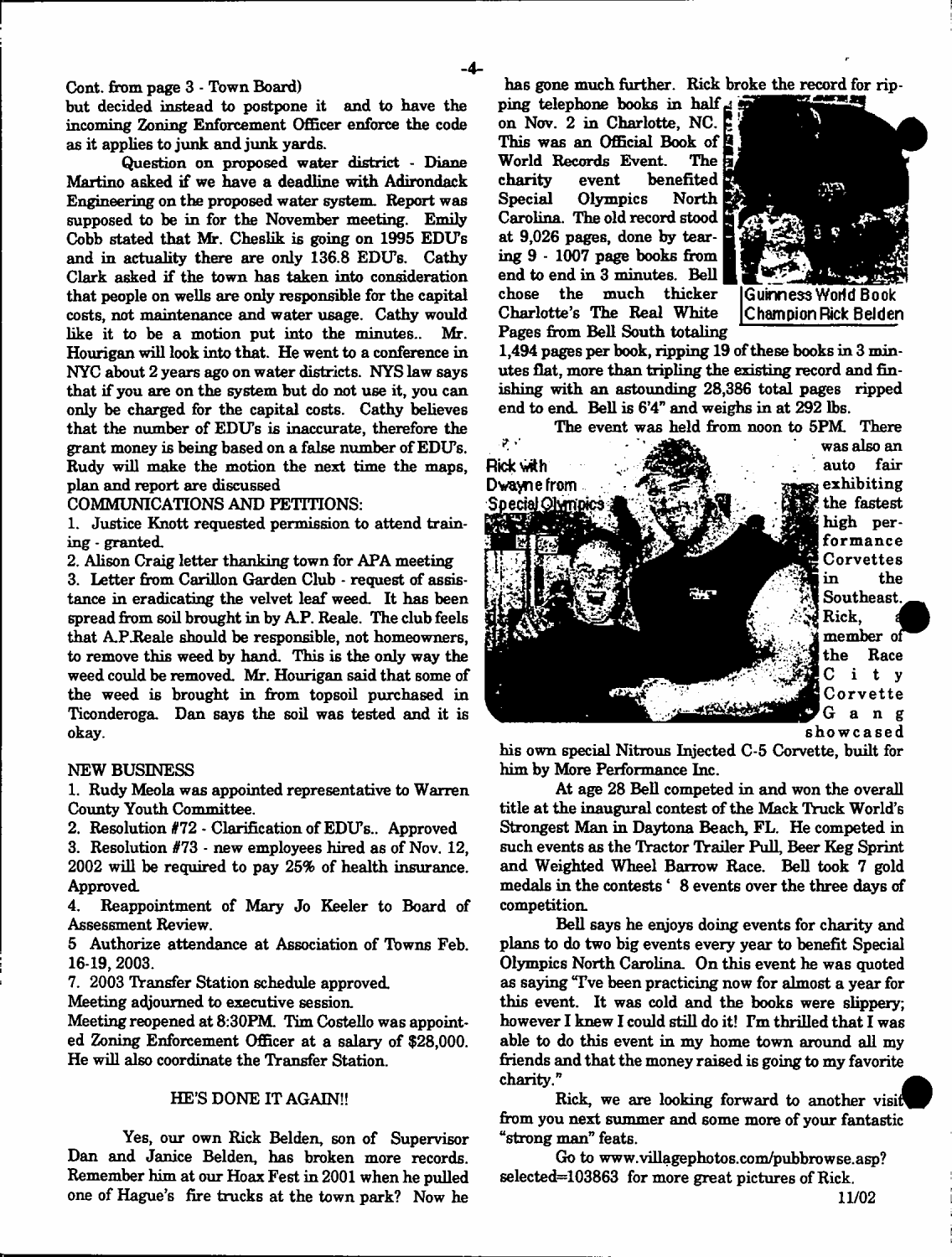Cont. from page 3 - Town Board)

but decided instead to postpone it and to have the incoming Zoning Enforcement Officer enforce the code as it applies to junk and junk yards.

Question on proposed water district - Diane Martino asked if we have a deadline with Adirondack Engineering on the proposed water system. Report was supposed to be in for the November meeting. Emily Cobb stated that Mr. Cheslik is going on 1995 EDU's and in actuality there are only 136.8 EDU's. Cathy Clark asked if the town has taken into consideration that people on wells are only responsible for the capital costs, not maintenance and water usage. Cathy would like it to be a motion put into the minutes.. Mr. Hourigan will look into that. He went to a conference in NYC about 2 years ago on water districts. NYS law says that if you are on the system but do not use it, you can only be charged for the capital costs. Cathy believes that the number of EDU's is inaccurate, therefore the grant money is being based on a false number of EDU's. Rudy will make the motion the next time the maps, plan and report are discussed

COMMUNICATIONS AND PETITIONS:

1. Justice Knott requested permission to attend training - granted.
2. Alison Craig letter thanking town for APA meeting
3. Letter from Carillon Garden Club - request of assistance in eradicating the velvet leaf weed. It has been spread from soil brought in by A.P. Reale. The club feels that A.P.Reale should be responsible, not homeowners, to remove this weed by hand. This is the only way the weed could be removed. Mr. Hourigan said that some of the weed is brought in from topsoil purchased in Ticonderoga. Dan says the soil was tested and it is okay.

NEW BUSINESS

1. Rudy Meola was appointed representative to Warren County Youth Committee.
2. Resolution #72 - Clarification of EDU's.. Approved
3. Resolution #73 - new employees hired as of Nov. 12, 2002 will be required to pay 25% of health insurance. Approved.
4. Reappointment of Mary Jo Keeler to Board of Assessment Review.

5 Authorize attendance at Association of Towns Feb. 16-19, 2003.

7. 2003 Transfer Station schedule approved.

Meeting adjourned to executive session.

Meeting reopened at 8:30PM. Tim Costello was appointed Zoning Enforcement Officer at a salary of $28,000. He will also coordinate the Transfer Station.

## HE'S DONE IT AGAIN!!

Yes, our own Rick Belden, son of Supervisor Dan and Janice Belden, has broken more records. Remember him at our Hoax Fest in 2001 when he pulled one of Hague's fire trucks at the town park? Now he has gone much further. Rick broke the record for ripping telephone books in half on Nov. 2 in Charlotte, NC. This was an Official Book of World Records Event. The charity event benefited Special Olympics North Carolina. The old record stood at 9,026 pages, done by tearing 9 - 1007 page books from end to end in 3 minutes. Bell chose the much thicker Charlotte's The Real White Pages from Bell South totaling 1,494 pages per book, ripping 19 of these books in 3 minutes flat, more than tripling the existing record and finishing with an astounding 28,386 total pages ripped end to end. Bell is 6'4" and weighs in at 292 lbs.

Guinness World Book Champion Rick Belden

The event was held from noon to 5PM. There was also an auto fair exhibiting the fastest high performance Corvettes in the Southeast. Rick, a member of the Race City Corvette Gang showcased his own special Nitrous Injected C-5 Corvette, built for him by More Performance Inc.

Rick with Dwayne from Special Olympics

At age 28 Bell competed in and won the overall title at the inaugural contest of the Mack Truck World's Strongest Man in Daytona Beach, FL. He competed in such events as the Tractor Trailer Pull, Beer Keg Sprint and Weighted Wheel Barrow Race. Bell took 7 gold medals in the contests ' 8 events over the three days of competition.

Bell says he enjoys doing events for charity and plans to do two big events every year to benefit Special Olympics North Carolina. On this event he was quoted as saying "I've been practicing now for almost a year for this event. It was cold and the books were slippery; however I knew I could still do it! I'm thrilled that I was able to do this event in my home town around all my friends and that the money raised is going to my favorite charity."

Rick, we are looking forward to another visit from you next summer and some more of your fantastic "strong man" feats.

Go to www.villagephotos.com/pubbrowse.asp?selected=103863 for more great pictures of Rick.

11/02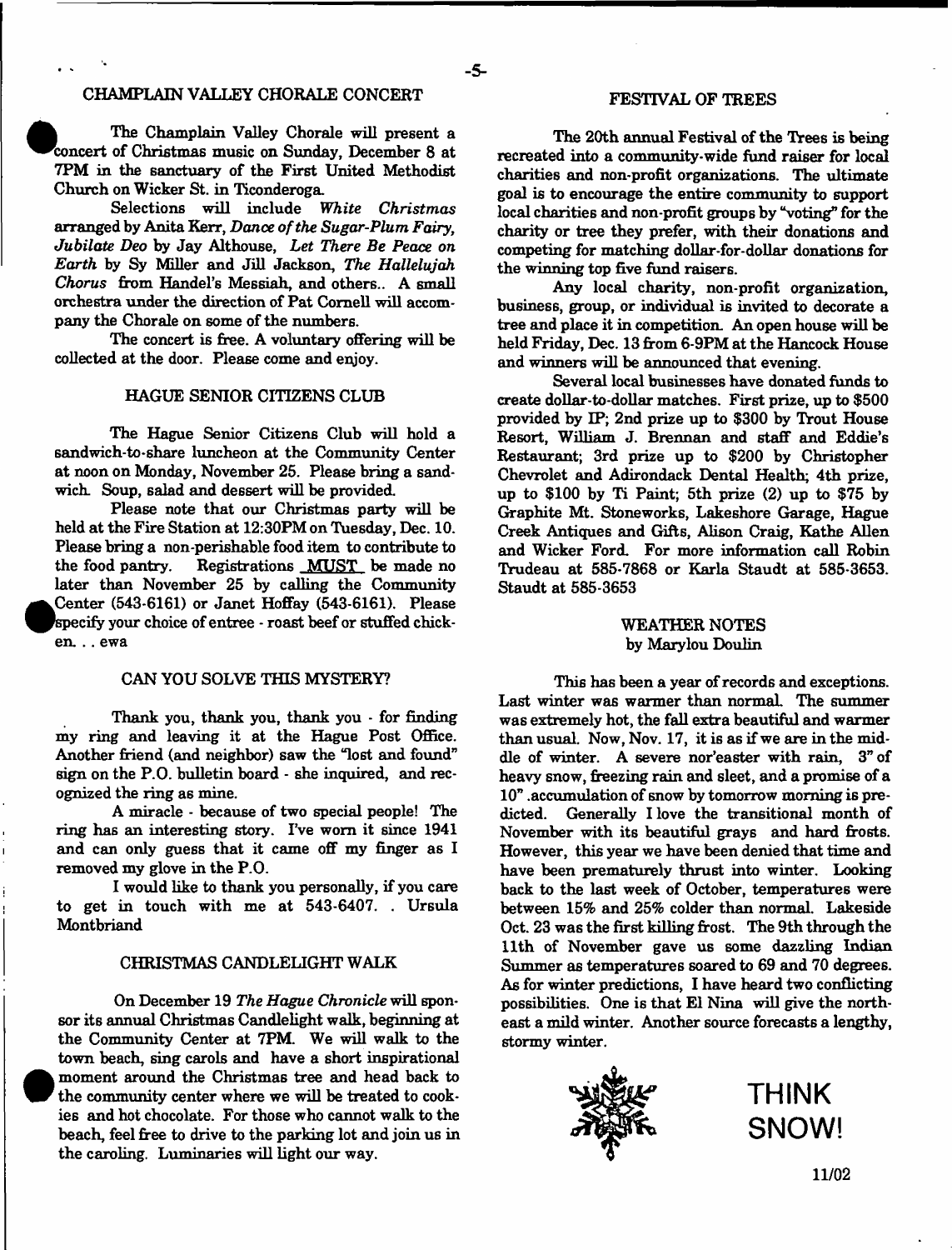## CHAMPLAIN VALLEY CHORALE CONCERT

The Champlain Valley Chorale will present a concert of Christmas music on Sunday, December 8 at 7PM in the sanctuary of the First United Methodist Church on Wicker St. in Ticonderoga.

Selections will include *White Christmas* arranged by Anita Kerr, *Dance of the Sugar-Plum Fairy, Jubilate Deo* by Jay Althouse, *Let There Be Peace on Earth* by Sy Miller and Jill Jackson, *The Hallelujah Chorus* from Handel's Messiah, and others.. A small orchestra under the direction of Pat Cornell will accompany the Chorale on some of the numbers.

The concert is free. A voluntary offering will be collected at the door. Please come and enjoy.

## HAGUE SENIOR CITIZENS CLUB

The Hague Senior Citizens Club will hold a sandwich-to-share luncheon at the Community Center at noon on Monday, November 25. Please bring a sandwich. Soup, salad and dessert will be provided.

Please note that our Christmas party will be held at the Fire Station at 12:30PM on Tuesday, Dec. 10. Please bring a non-perishable food item to contribute to the food pantry. Registrations MUST be made no later than November 25 by calling the Community Center (543-6161) or Janet Hoffay (543-6161). Please specify your choice of entree - roast beef or stuffed chicken. . . ewa

## CAN YOU SOLVE THIS MYSTERY?

Thank you, thank you, thank you - for finding my ring and leaving it at the Hague Post Office. Another friend (and neighbor) saw the "lost and found" sign on the P.O. bulletin board - she inquired, and recognized the ring as mine.

A miracle - because of two special people! The ring has an interesting story. I've worn it since 1941 and can only guess that it came off my finger as I removed my glove in the P.O.

I would like to thank you personally, if you care to get in touch with me at 543-6407. . Ursula Montbriand

## CHRISTMAS CANDLELIGHT WALK

On December 19 *The Hague Chronicle* will sponsor its annual Christmas Candlelight walk, beginning at the Community Center at 7PM. We will walk to the town beach, sing carols and have a short inspirational moment around the Christmas tree and head back to the community center where we will be treated to cookies and hot chocolate. For those who cannot walk to the beach, feel free to drive to the parking lot and join us in the caroling. Luminaries will light our way.

## FESTIVAL OF TREES

The 20th annual Festival of the Trees is being recreated into a community-wide fund raiser for local charities and non-profit organizations. The ultimate goal is to encourage the entire community to support local charities and non-profit groups by "voting" for the charity or tree they prefer, with their donations and competing for matching dollar-for-dollar donations for the winning top five fund raisers.

Any local charity, non-profit organization, business, group, or individual is invited to decorate a tree and place it in competition. An open house will be held Friday, Dec. 13 from 6-9PM at the Hancock House and winners will be announced that evening.

Several local businesses have donated funds to create dollar-to-dollar matches. First prize, up to $500 provided by IP; 2nd prize up to $300 by Trout House Resort, William J. Brennan and staff and Eddie's Restaurant; 3rd prize up to $200 by Christopher Chevrolet and Adirondack Dental Health; 4th prize, up to $100 by Ti Paint; 5th prize (2) up to $75 by Graphite Mt. Stoneworks, Lakeshore Garage, Hague Creek Antiques and Gifts, Alison Craig, Kathe Allen and Wicker Ford. For more information call Robin Trudeau at 585-7868 or Karla Staudt at 585-3653. Staudt at 585-3653

## WEATHER NOTES
by Marylou Doulin

This has been a year of records and exceptions. Last winter was warmer than normal. The summer was extremely hot, the fall extra beautiful and warmer than usual. Now, Nov. 17, it is as if we are in the middle of winter. A severe nor'easter with rain, 3" of heavy snow, freezing rain and sleet, and a promise of a 10" .accumulation of snow by tomorrow morning is predicted. Generally I love the transitional month of November with its beautiful grays and hard frosts. However, this year we have been denied that time and have been prematurely thrust into winter. Looking back to the last week of October, temperatures were between 15% and 25% colder than normal. Lakeside Oct. 23 was the first killing frost. The 9th through the 11th of November gave us some dazzling Indian Summer as temperatures soared to 69 and 70 degrees. As for winter predictions, I have heard two conflicting possibilities. One is that El Nina will give the northeast a mild winter. Another source forecasts a lengthy, stormy winter.

**THINK SNOW!**

11/02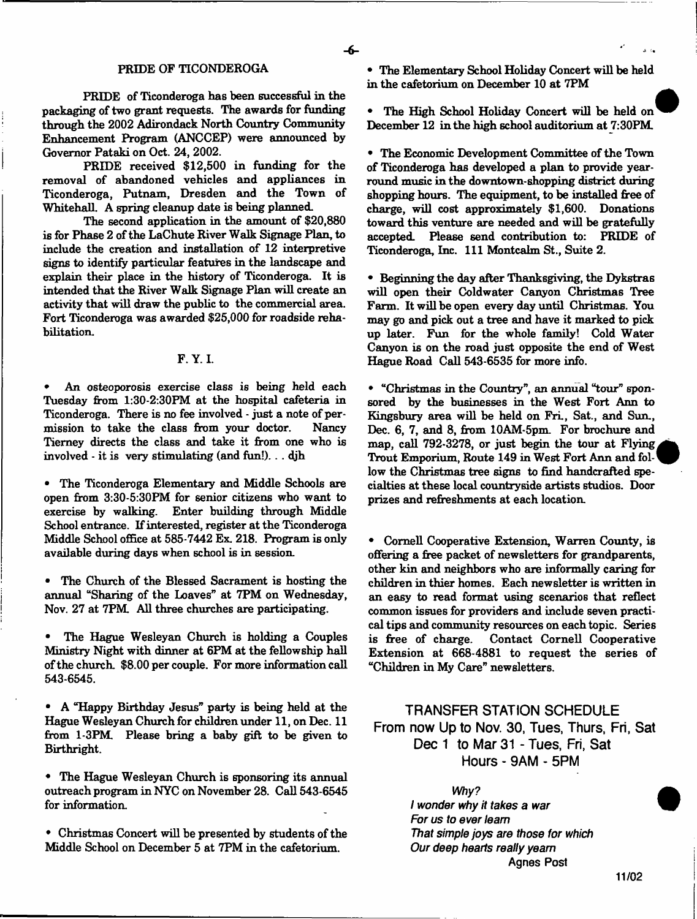## PRIDE OF TICONDEROGA

PRIDE of Ticonderoga has been successful in the packaging of two grant requests. The awards for funding through the 2002 Adirondack North Country Community Enhancement Program (ANCCEP) were announced by Governor Pataki on Oct. 24, 2002.

PRIDE received $12,500 in funding for the removal of abandoned vehicles and appliances in Ticonderoga, Putnam, Dresden and the Town of Whitehall. A spring cleanup date is being planned.

The second application in the amount of $20,880 is for Phase 2 of the LaChute River Walk Signage Plan, to include the creation and installation of 12 interpretive signs to identify particular features in the landscape and explain their place in the history of Ticonderoga. It is intended that the River Walk Signage Plan will create an activity that will draw the public to the commercial area. Fort Ticonderoga was awarded $25,000 for roadside rehabilitation.

## F. Y. I.

- An osteoporosis exercise class is being held each Tuesday from 1:30-2:30PM at the hospital cafeteria in Ticonderoga. There is no fee involved - just a note of permission to take the class from your doctor. Nancy Tierney directs the class and take it from one who is involved - it is very stimulating (and fun!). . . djh

- The Ticonderoga Elementary and Middle Schools are open from 3:30-5:30PM for senior citizens who want to exercise by walking. Enter building through Middle School entrance. If interested, register at the Ticonderoga Middle School office at 585-7442 Ex. 218. Program is only available during days when school is in session.

- The Church of the Blessed Sacrament is hosting the annual "Sharing of the Loaves" at 7PM on Wednesday, Nov. 27 at 7PM. All three churches are participating.

- The Hague Wesleyan Church is holding a Couples Ministry Night with dinner at 6PM at the fellowship hall of the church. $8.00 per couple. For more information call 543-6545.

- A "Happy Birthday Jesus" party is being held at the Hague Wesleyan Church for children under 11, on Dec. 11 from 1-3PM. Please bring a baby gift to be given to Birthright.

- The Hague Wesleyan Church is sponsoring its annual outreach program in NYC on November 28. Call 543-6545 for information.

- Christmas Concert will be presented by students of the Middle School on December 5 at 7PM in the cafetorium.

- The Elementary School Holiday Concert will be held in the cafetorium on December 10 at 7PM

- The High School Holiday Concert will be held on December 12 in the high school auditorium at 7:30PM.

- The Economic Development Committee of the Town of Ticonderoga has developed a plan to provide year-round music in the downtown-shopping district during shopping hours. The equipment, to be installed free of charge, will cost approximately $1,600. Donations toward this venture are needed and will be gratefully accepted. Please send contribution to: PRIDE of Ticonderoga, Inc. 111 Montcalm St., Suite 2.

- Beginning the day after Thanksgiving, the Dykstras will open their Coldwater Canyon Christmas Tree Farm. It will be open every day until Christmas. You may go and pick out a tree and have it marked to pick up later. Fun for the whole family! Cold Water Canyon is on the road just opposite the end of West Hague Road Call 543-6535 for more info.

- "Christmas in the Country", an annual "tour" sponsored by the businesses in the West Fort Ann to Kingsbury area will be held on Fri., Sat., and Sun., Dec. 6, 7, and 8, from 10AM-5pm. For brochure and map, call 792-3278, or just begin the tour at Flying Trout Emporium, Route 149 in West Fort Ann and follow the Christmas tree signs to find handcrafted specialties at these local countryside artists studios. Door prizes and refreshments at each location.

- Cornell Cooperative Extension, Warren County, is offering a free packet of newsletters for grandparents, other kin and neighbors who are informally caring for children in thier homes. Each newsletter is written in an easy to read format using scenarios that reflect common issues for providers and include seven practical tips and community resources on each topic. Series is free of charge. Contact Cornell Cooperative Extension at 668-4881 to request the series of "Children in My Care" newsletters.

## TRANSFER STATION SCHEDULE

**From now Up to Nov. 30, Tues, Thurs, Fri, Sat**
**Dec 1 to Mar 31 - Tues, Fri, Sat**
**Hours - 9AM - 5PM**

*Why?*

*I wonder why it takes a war*
*For us to ever learn*
*That simple joys are those for which*
*Our deep hearts really yearn*

Agnes Post

11/02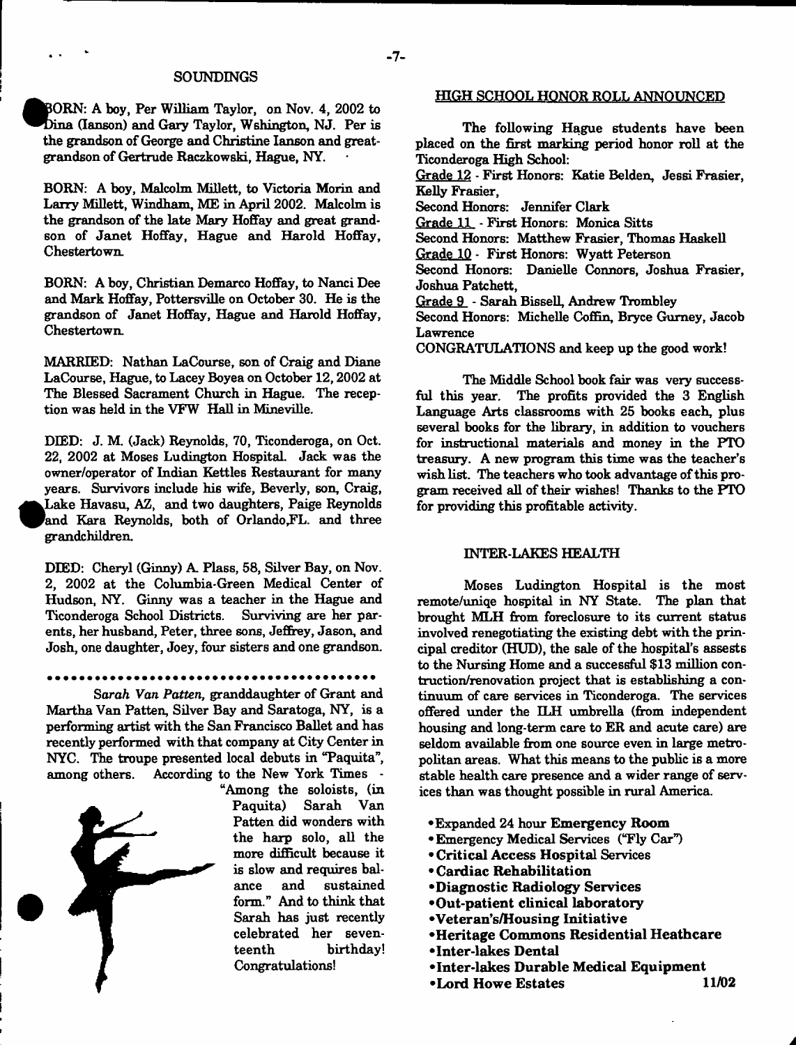## SOUNDINGS

BORN: A boy, Per William Taylor, on Nov. 4, 2002 to Dina (Ianson) and Gary Taylor, Wshington, NJ. Per is the grandson of George and Christine Ianson and great-grandson of Gertrude Raczkowski, Hague, NY.

BORN: A boy, Malcolm Millett, to Victoria Morin and Larry Millett, Windham, ME in April 2002. Malcolm is the grandson of the late Mary Hoffay and great grandson of Janet Hoffay, Hague and Harold Hoffay, Chestertown.

BORN: A boy, Christian Demarco Hoffay, to Nanci Dee and Mark Hoffay, Pottersville on October 30. He is the grandson of Janet Hoffay, Hague and Harold Hoffay, Chestertown.

MARRIED: Nathan LaCourse, son of Craig and Diane LaCourse, Hague, to Lacey Boyea on October 12, 2002 at The Blessed Sacrament Church in Hague. The reception was held in the VFW Hall in Mineville.

DIED: J. M. (Jack) Reynolds, 70, Ticonderoga, on Oct. 22, 2002 at Moses Ludington Hospital. Jack was the owner/operator of Indian Kettles Restaurant for many years. Survivors include his wife, Beverly, son, Craig, Lake Havasu, AZ, and two daughters, Paige Reynolds and Kara Reynolds, both of Orlando,FL. and three grandchildren.

DIED: Cheryl (Ginny) A. Plass, 58, Silver Bay, on Nov. 2, 2002 at the Columbia-Green Medical Center of Hudson, NY. Ginny was a teacher in the Hague and Ticonderoga School Districts. Surviving are her parents, her husband, Peter, three sons, Jeffrey, Jason, and Josh, one daughter, Joey, four sisters and one grandson.

---

*Sarah Van Patten*, granddaughter of Grant and Martha Van Patten, Silver Bay and Saratoga, NY, is a performing artist with the San Francisco Ballet and has recently performed with that company at City Center in NYC. The troupe presented local debuts in "Paquita", among others. According to the New York Times - "Among the soloists, (in Paquita) Sarah Van Patten did wonders with the harp solo, all the more difficult because it is slow and requires balance and sustained form." And to think that Sarah has just recently celebrated her seventeenth birthday! Congratulations!

## HIGH SCHOOL HONOR ROLL ANNOUNCED

The following Hague students have been placed on the first marking period honor roll at the Ticonderoga High School:

Grade 12 - First Honors: Katie Belden, Jessi Frasier, Kelly Frasier,
Second Honors: Jennifer Clark
Grade 11 - First Honors: Monica Sitts
Second Honors: Matthew Frasier, Thomas Haskell
Grade 10 - First Honors: Wyatt Peterson
Second Honors: Danielle Connors, Joshua Frasier, Joshua Patchett,
Grade 9 - Sarah Bissell, Andrew Trombley
Second Honors: Michelle Coffin, Bryce Gurney, Jacob Lawrence

CONGRATULATIONS and keep up the good work!

The Middle School book fair was very successful this year. The profits provided the 3 English Language Arts classrooms with 25 books each, plus several books for the library, in addition to vouchers for instructional materials and money in the PTO treasury. A new program this time was the teacher's wish list. The teachers who took advantage of this program received all of their wishes! Thanks to the PTO for providing this profitable activity.

## INTER-LAKES HEALTH

Moses Ludington Hospital is the most remote/uniqe hospital in NY State. The plan that brought MLH from foreclosure to its current status involved renegotiating the existing debt with the principal creditor (HUD), the sale of the hospital's assests to the Nursing Home and a successful $13 million contruction/renovation project that is establishing a continuum of care services in Ticonderoga. The services offered under the ILH umbrella (from independent housing and long-term care to ER and acute care) are seldom available from one source even in large metropolitan areas. What this means to the public is a more stable health care presence and a wider range of services than was thought possible in rural America.

- Expanded 24 hour **Emergency Room**
- Emergency Medical Services ("Fly Car")
- **Critical Access Hospital** Services
- **Cardiac Rehabilitation**
- **Diagnostic Radiology Services**
- **Out-patient clinical laboratory**
- **Veteran's/Housing Initiative**
- **Heritage Commons Residential Heathcare**
- **Inter-lakes Dental**
- **Inter-lakes Durable Medical Equipment**
- **Lord Howe Estates**

11/02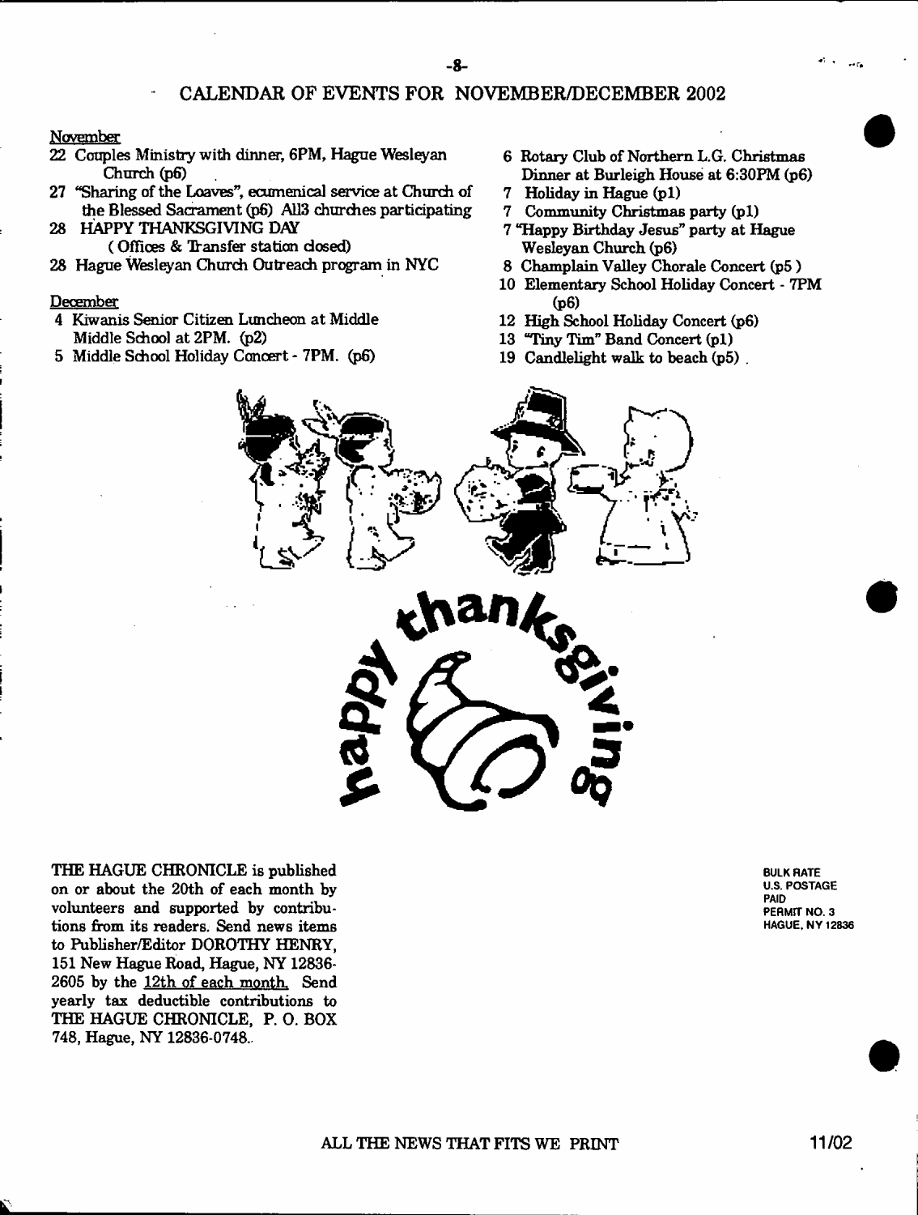## CALENDAR OF EVENTS FOR NOVEMBER/DECEMBER 2002

**November**

- 22 Couples Ministry with dinner, 6PM, Hague Wesleyan Church (p6)
- 27 "Sharing of the Loaves", ecumenical service at Church of the Blessed Sacrament (p6) All3 churches participating
- 28 HAPPY THANKSGIVING DAY (Offices & Transfer station closed)
- 28 Hague Wesleyan Church Outreach program in NYC

**December**

- 4 Kiwanis Senior Citizen Luncheon at Middle Middle School at 2PM. (p2)
- 5 Middle School Holiday Concert - 7PM. (p6)
- 6 Rotary Club of Northern L.G. Christmas Dinner at Burleigh House at 6:30PM (p6)
- 7 Holiday in Hague (p1)
- 7 Community Christmas party (p1)
- 7 "Happy Birthday Jesus" party at Hague Wesleyan Church (p6)
- 8 Champlain Valley Chorale Concert (p5)
- 10 Elementary School Holiday Concert - 7PM (p6)
- 12 High School Holiday Concert (p6)
- 13 "Tiny Tim" Band Concert (p1)
- 19 Candlelight walk to beach (p5)

happy thanksgiving

THE HAGUE CHRONICLE is published on or about the 20th of each month by volunteers and supported by contributions from its readers. Send news items to Publisher/Editor DOROTHY HENRY, 151 New Hague Road, Hague, NY 12836-2605 by the 12th of each month. Send yearly tax deductible contributions to THE HAGUE CHRONICLE, P. O. BOX 748, Hague, NY 12836-0748.

BULK RATE
U.S. POSTAGE
PAID
PERMIT NO. 3
HAGUE, NY 12836

ALL THE NEWS THAT FITS WE PRINT

11/02